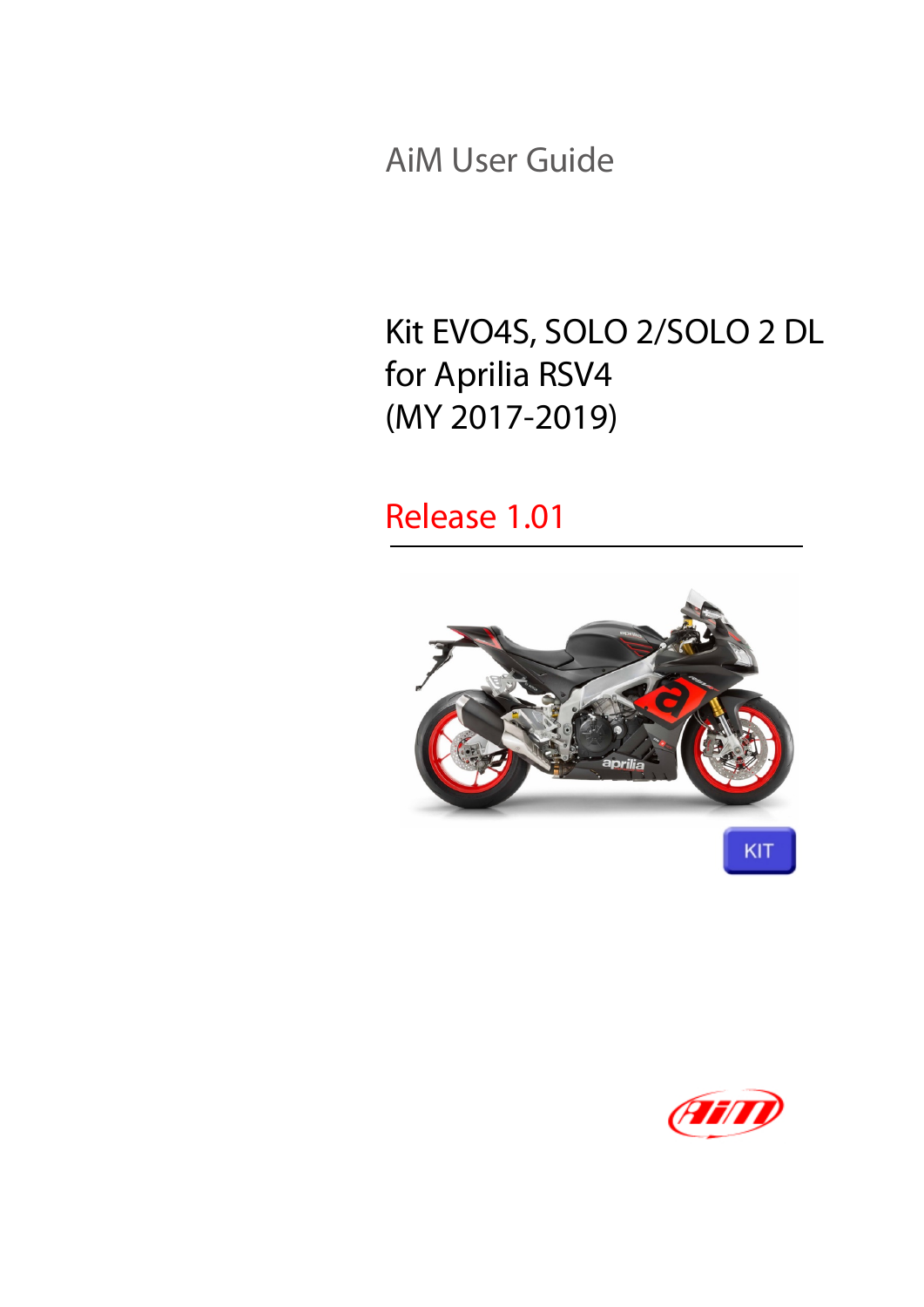AiM User Guide

# Kit EVO4S, SOLO 2/SOLO 2 DL for Aprilia RSV4 (MY 2017-2019)

## Release 1.01

KIT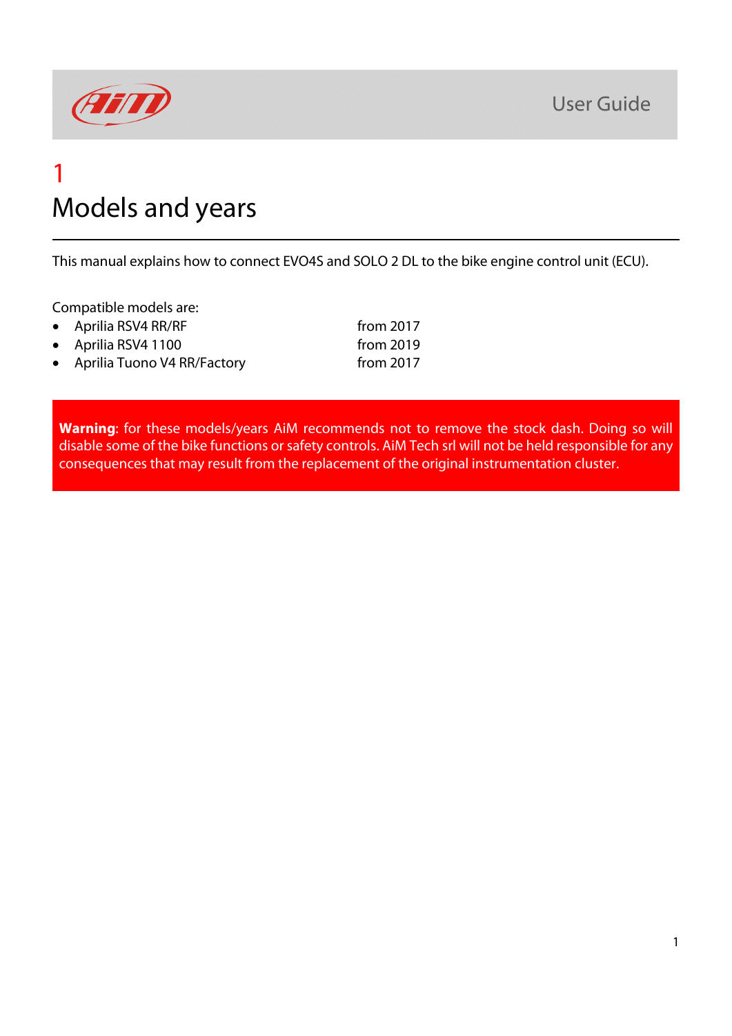# 1

# Models and years

This manual explains how to connect EVO4S and SOLO 2 DL to the bike engine control unit (ECU).

Compatible models are:

| Model | Year |
| --- | --- |
| Aprilia RSV4 RR/RF | from 2017 |
| Aprilia RSV4 1100 | from 2019 |
| Aprilia Tuono V4 RR/Factory | from 2017 |

**Warning**: for these models/years AiM recommends not to remove the stock dash. Doing so will disable some of the bike functions or safety controls. AiM Tech srl will not be held responsible for any consequences that may result from the replacement of the original instrumentation cluster.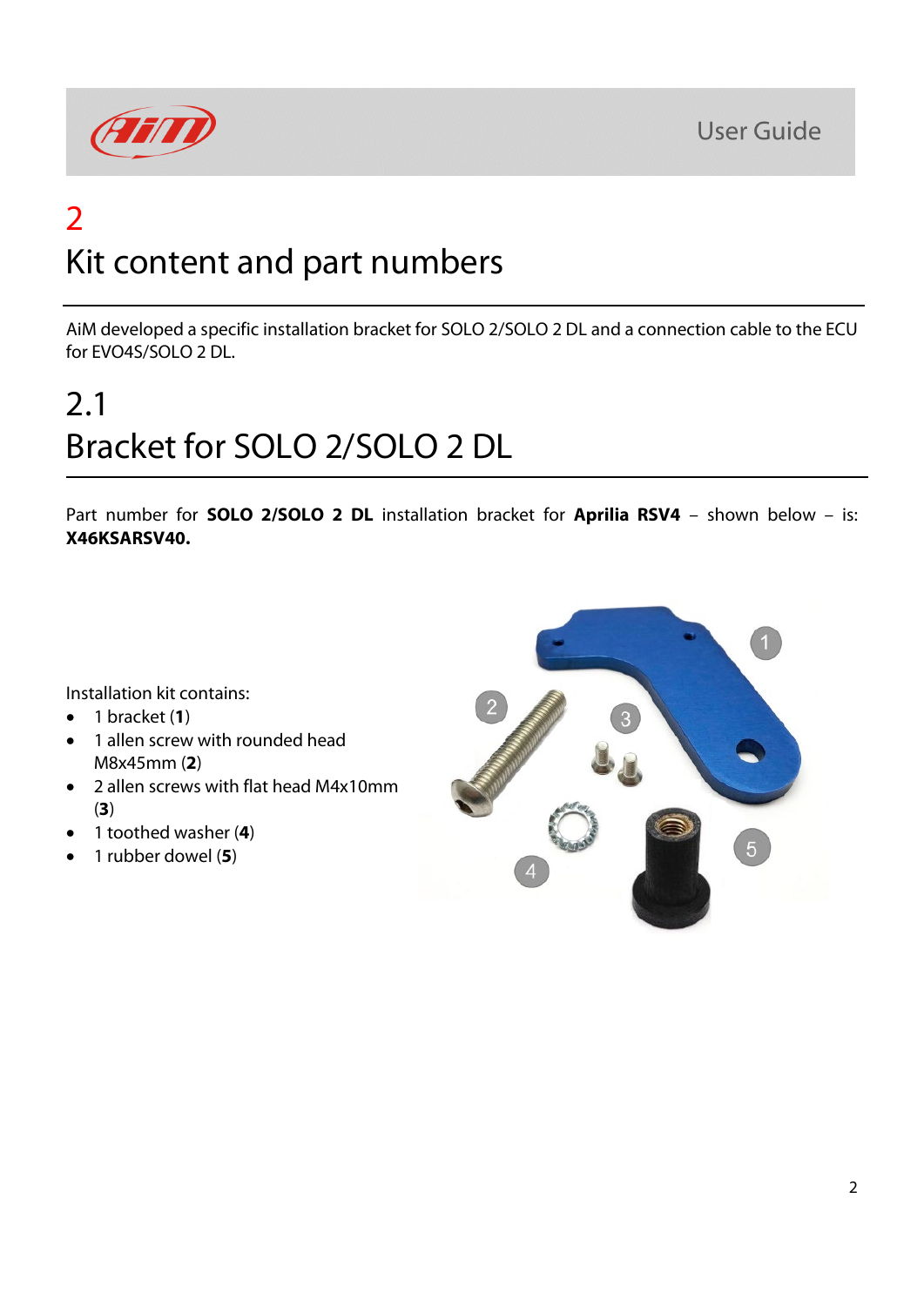# 2
# Kit content and part numbers

AiM developed a specific installation bracket for SOLO 2/SOLO 2 DL and a connection cable to the ECU for EVO4S/SOLO 2 DL.

## 2.1
## Bracket for SOLO 2/SOLO 2 DL

Part number for **SOLO 2/SOLO 2 DL** installation bracket for **Aprilia RSV4** – shown below – is: **X46KSARSV40.**

Installation kit contains:

- 1 bracket (**1**)
- 1 allen screw with rounded head M8x45mm (**2**)
- 2 allen screws with flat head M4x10mm (**3**)
- 1 toothed washer (**4**)
- 1 rubber dowel (**5**)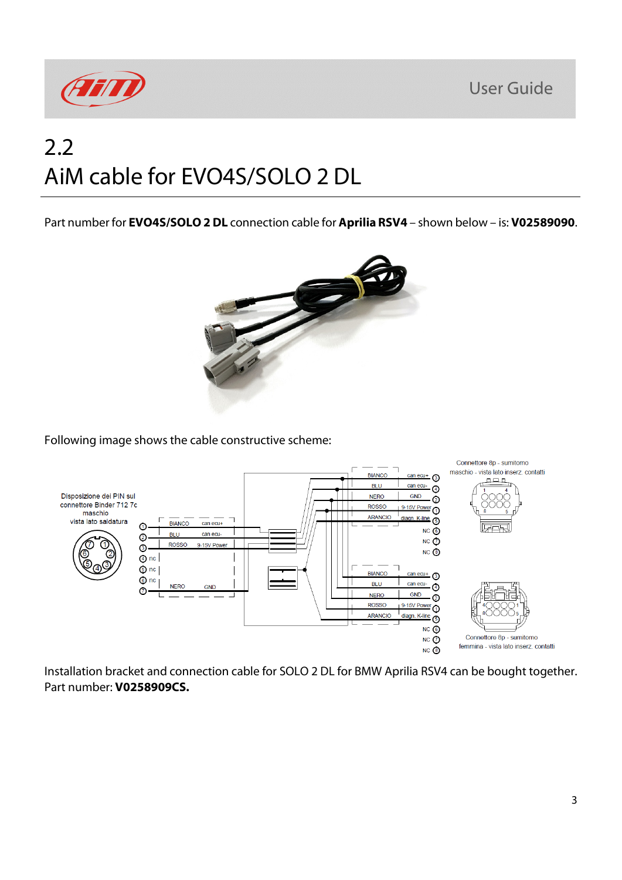# 2.2
# AiM cable for EVO4S/SOLO 2 DL

Part number for **EVO4S/SOLO 2 DL** connection cable for **Aprilia RSV4** – shown below – is: **V02589090**.

Following image shows the cable constructive scheme:

Installation bracket and connection cable for SOLO 2 DL for BMW Aprilia RSV4 can be bought together. Part number: **V0258909CS.**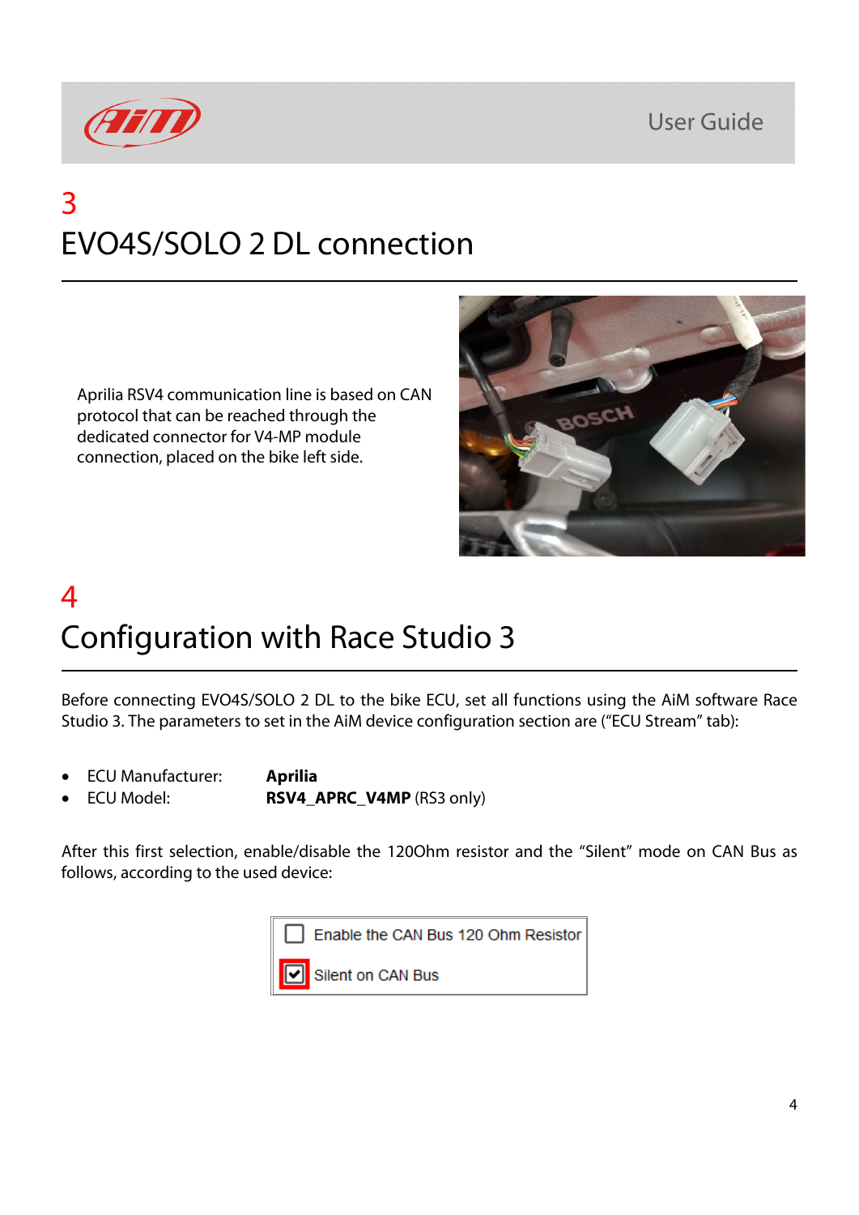# 3 EVO4S/SOLO 2 DL connection

Aprilia RSV4 communication line is based on CAN protocol that can be reached through the dedicated connector for V4-MP module connection, placed on the bike left side.

# 4 Configuration with Race Studio 3

Before connecting EVO4S/SOLO 2 DL to the bike ECU, set all functions using the AiM software Race Studio 3. The parameters to set in the AiM device configuration section are ("ECU Stream" tab):

- ECU Manufacturer: **Aprilia**
- ECU Model: **RSV4_APRC_V4MP** (RS3 only)

After this first selection, enable/disable the 120Ohm resistor and the "Silent" mode on CAN Bus as follows, according to the used device:

- [ ] Enable the CAN Bus 120 Ohm Resistor
- [x] Silent on CAN Bus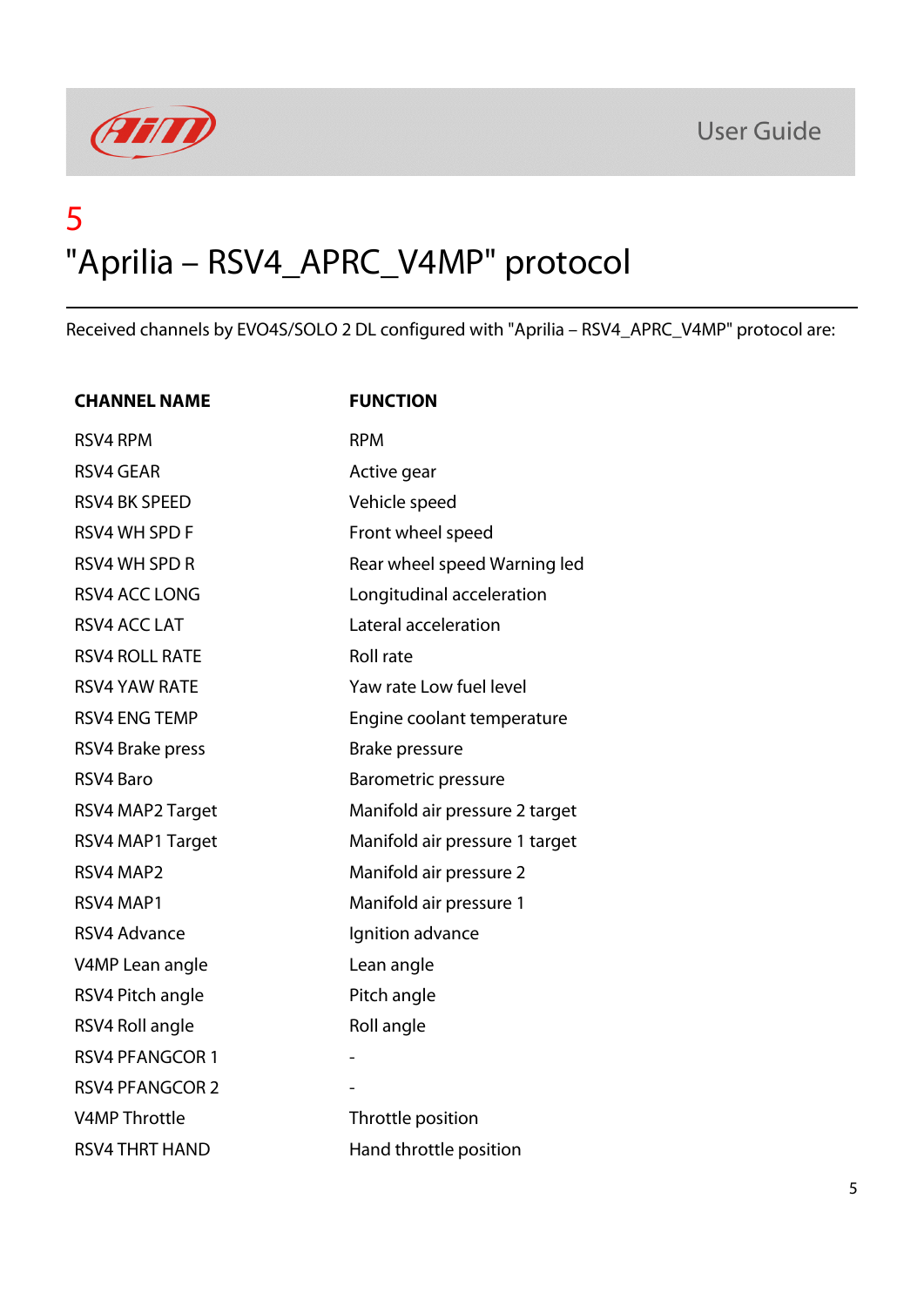# 5 "Aprilia – RSV4_APRC_V4MP" protocol

Received channels by EVO4S/SOLO 2 DL configured with "Aprilia – RSV4_APRC_V4MP" protocol are:

| CHANNEL NAME | FUNCTION |
|---|---|
| RSV4 RPM | RPM |
| RSV4 GEAR | Active gear |
| RSV4 BK SPEED | Vehicle speed |
| RSV4 WH SPD F | Front wheel speed |
| RSV4 WH SPD R | Rear wheel speed Warning led |
| RSV4 ACC LONG | Longitudinal acceleration |
| RSV4 ACC LAT | Lateral acceleration |
| RSV4 ROLL RATE | Roll rate |
| RSV4 YAW RATE | Yaw rate Low fuel level |
| RSV4 ENG TEMP | Engine coolant temperature |
| RSV4 Brake press | Brake pressure |
| RSV4 Baro | Barometric pressure |
| RSV4 MAP2 Target | Manifold air pressure 2 target |
| RSV4 MAP1 Target | Manifold air pressure 1 target |
| RSV4 MAP2 | Manifold air pressure 2 |
| RSV4 MAP1 | Manifold air pressure 1 |
| RSV4 Advance | Ignition advance |
| V4MP Lean angle | Lean angle |
| RSV4 Pitch angle | Pitch angle |
| RSV4 Roll angle | Roll angle |
| RSV4 PFANGCOR 1 | - |
| RSV4 PFANGCOR 2 | - |
| V4MP Throttle | Throttle position |
| RSV4 THRT HAND | Hand throttle position |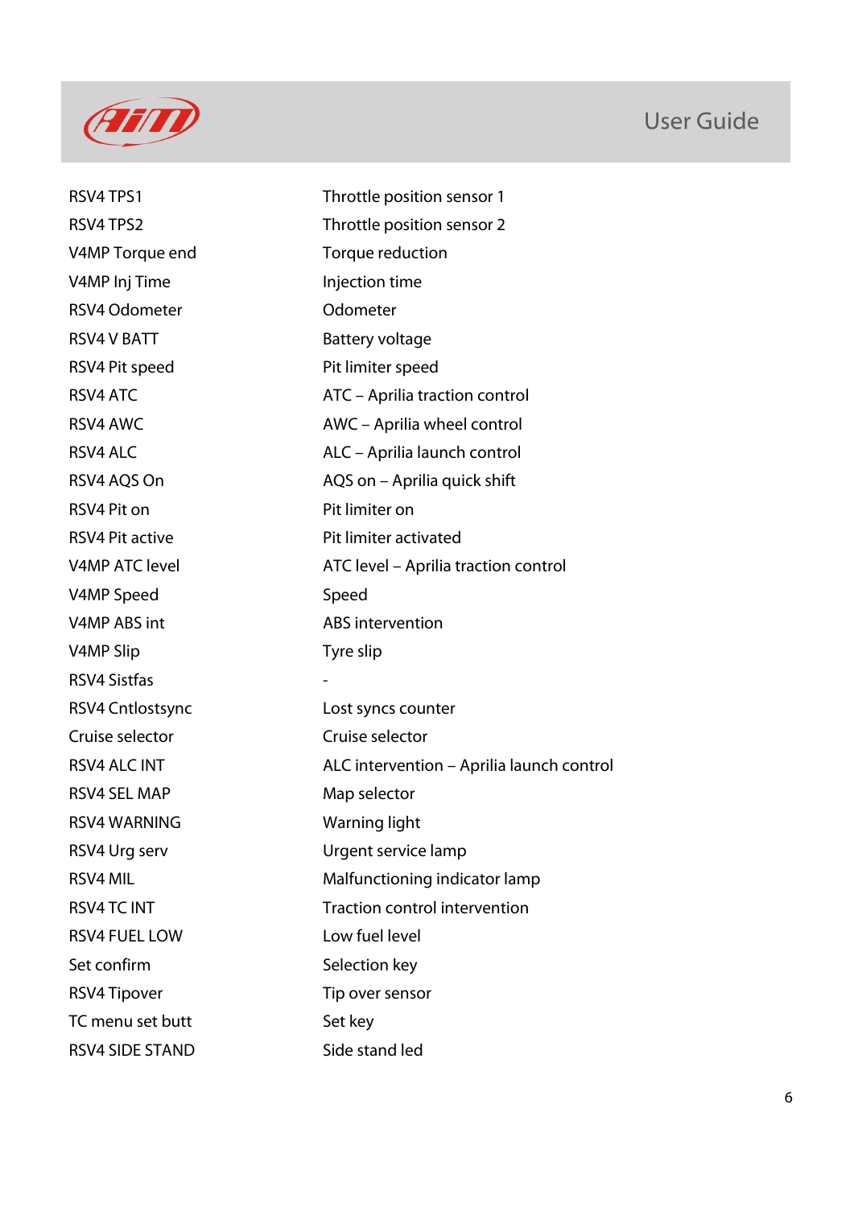| | |
|---|---|
| RSV4 TPS1 | Throttle position sensor 1 |
| RSV4 TPS2 | Throttle position sensor 2 |
| V4MP Torque end | Torque reduction |
| V4MP Inj Time | Injection time |
| RSV4 Odometer | Odometer |
| RSV4 V BATT | Battery voltage |
| RSV4 Pit speed | Pit limiter speed |
| RSV4 ATC | ATC – Aprilia traction control |
| RSV4 AWC | AWC – Aprilia wheel control |
| RSV4 ALC | ALC – Aprilia launch control |
| RSV4 AQS On | AQS on – Aprilia quick shift |
| RSV4 Pit on | Pit limiter on |
| RSV4 Pit active | Pit limiter activated |
| V4MP ATC level | ATC level – Aprilia traction control |
| V4MP Speed | Speed |
| V4MP ABS int | ABS intervention |
| V4MP Slip | Tyre slip |
| RSV4 Sistfas | - |
| RSV4 Cntlostsync | Lost syncs counter |
| Cruise selector | Cruise selector |
| RSV4 ALC INT | ALC intervention – Aprilia launch control |
| RSV4 SEL MAP | Map selector |
| RSV4 WARNING | Warning light |
| RSV4 Urg serv | Urgent service lamp |
| RSV4 MIL | Malfunctioning indicator lamp |
| RSV4 TC INT | Traction control intervention |
| RSV4 FUEL LOW | Low fuel level |
| Set confirm | Selection key |
| RSV4 Tipover | Tip over sensor |
| TC menu set butt | Set key |
| RSV4 SIDE STAND | Side stand led |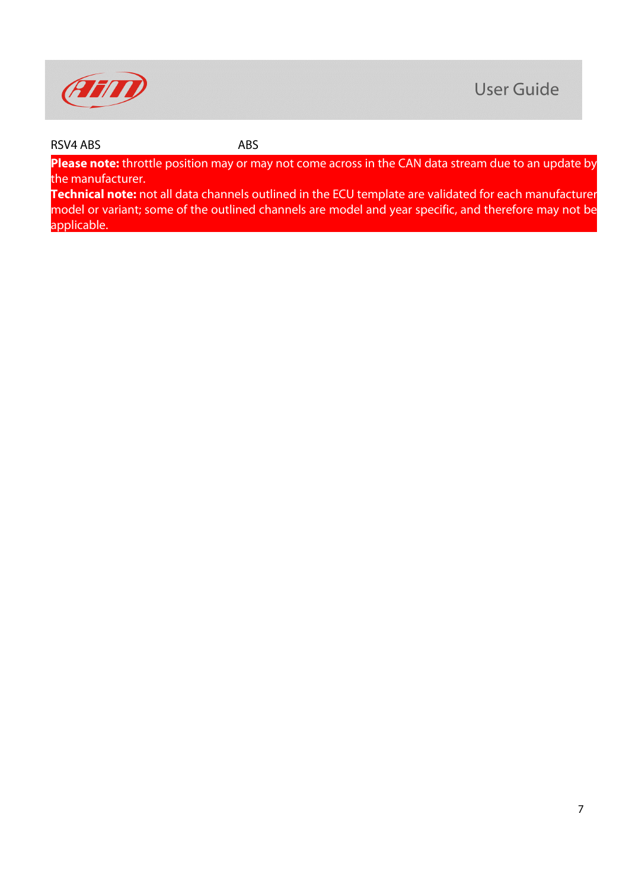| | |
|---|---|
| RSV4 ABS | ABS |

**Please note:** throttle position may or may not come across in the CAN data stream due to an update by the manufacturer.
**Technical note:** not all data channels outlined in the ECU template are validated for each manufacturer model or variant; some of the outlined channels are model and year specific, and therefore may not be applicable.